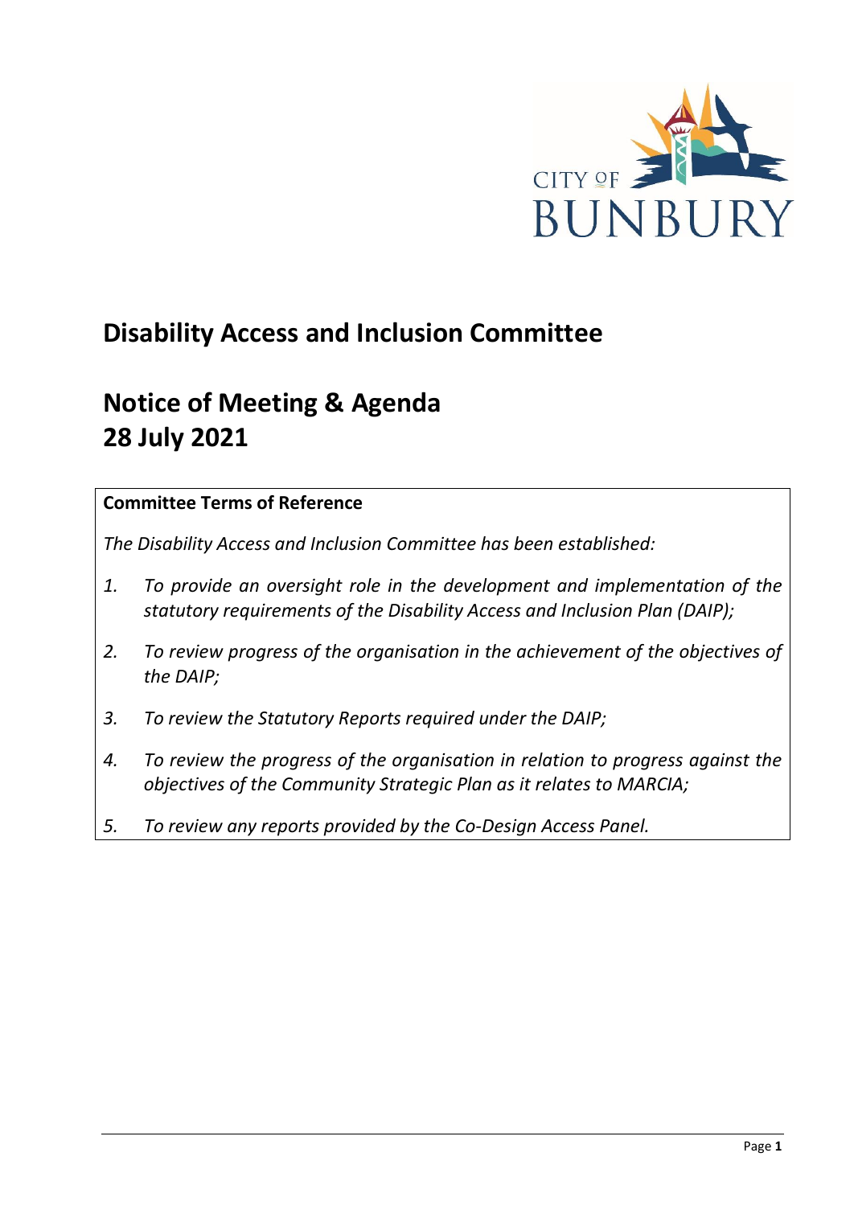# Disability Access and Inclusion Committee

# Notice of Meeting & Agenda
# 28 July 2021

**Committee Terms of Reference**

*The Disability Access and Inclusion Committee has been established:*

1. *To provide an oversight role in the development and implementation of the statutory requirements of the Disability Access and Inclusion Plan (DAIP);*
2. *To review progress of the organisation in the achievement of the objectives of the DAIP;*
3. *To review the Statutory Reports required under the DAIP;*
4. *To review the progress of the organisation in relation to progress against the objectives of the Community Strategic Plan as it relates to MARCIA;*
5. *To review any reports provided by the Co-Design Access Panel.*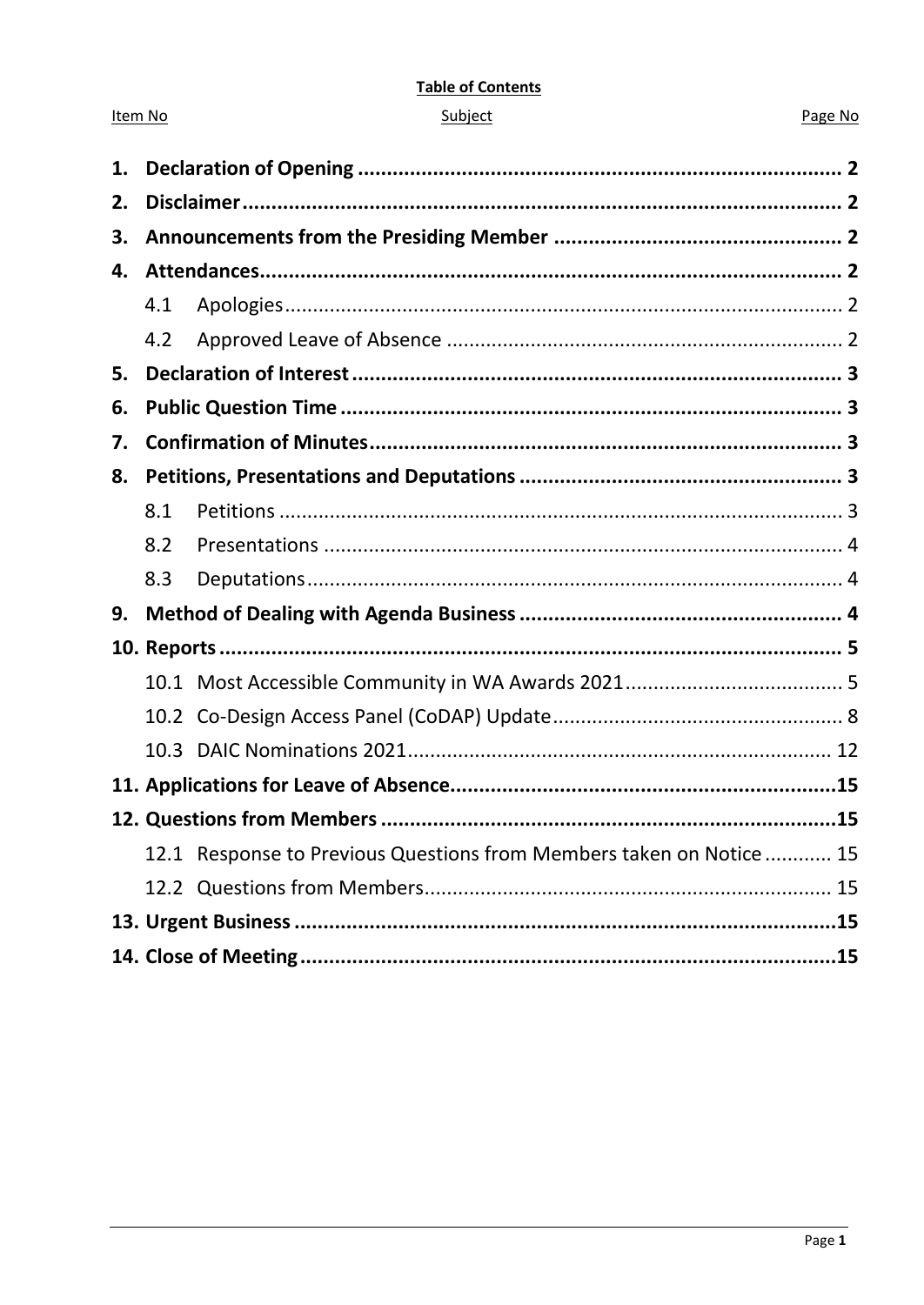**Table of Contents**

| Item No | Subject | Page No |
|---|---|---|
| **1.** | **Declaration of Opening** | **2** |
| **2.** | **Disclaimer** | **2** |
| **3.** | **Announcements from the Presiding Member** | **2** |
| **4.** | **Attendances** | **2** |
| 4.1 | Apologies | 2 |
| 4.2 | Approved Leave of Absence | 2 |
| **5.** | **Declaration of Interest** | **3** |
| **6.** | **Public Question Time** | **3** |
| **7.** | **Confirmation of Minutes** | **3** |
| **8.** | **Petitions, Presentations and Deputations** | **3** |
| 8.1 | Petitions | 3 |
| 8.2 | Presentations | 4 |
| 8.3 | Deputations | 4 |
| **9.** | **Method of Dealing with Agenda Business** | **4** |
| **10.** | **Reports** | **5** |
| 10.1 | Most Accessible Community in WA Awards 2021 | 5 |
| 10.2 | Co-Design Access Panel (CoDAP) Update | 8 |
| 10.3 | DAIC Nominations 2021 | 12 |
| **11.** | **Applications for Leave of Absence** | **15** |
| **12.** | **Questions from Members** | **15** |
| 12.1 | Response to Previous Questions from Members taken on Notice | 15 |
| 12.2 | Questions from Members | 15 |
| **13.** | **Urgent Business** | **15** |
| **14.** | **Close of Meeting** | **15** |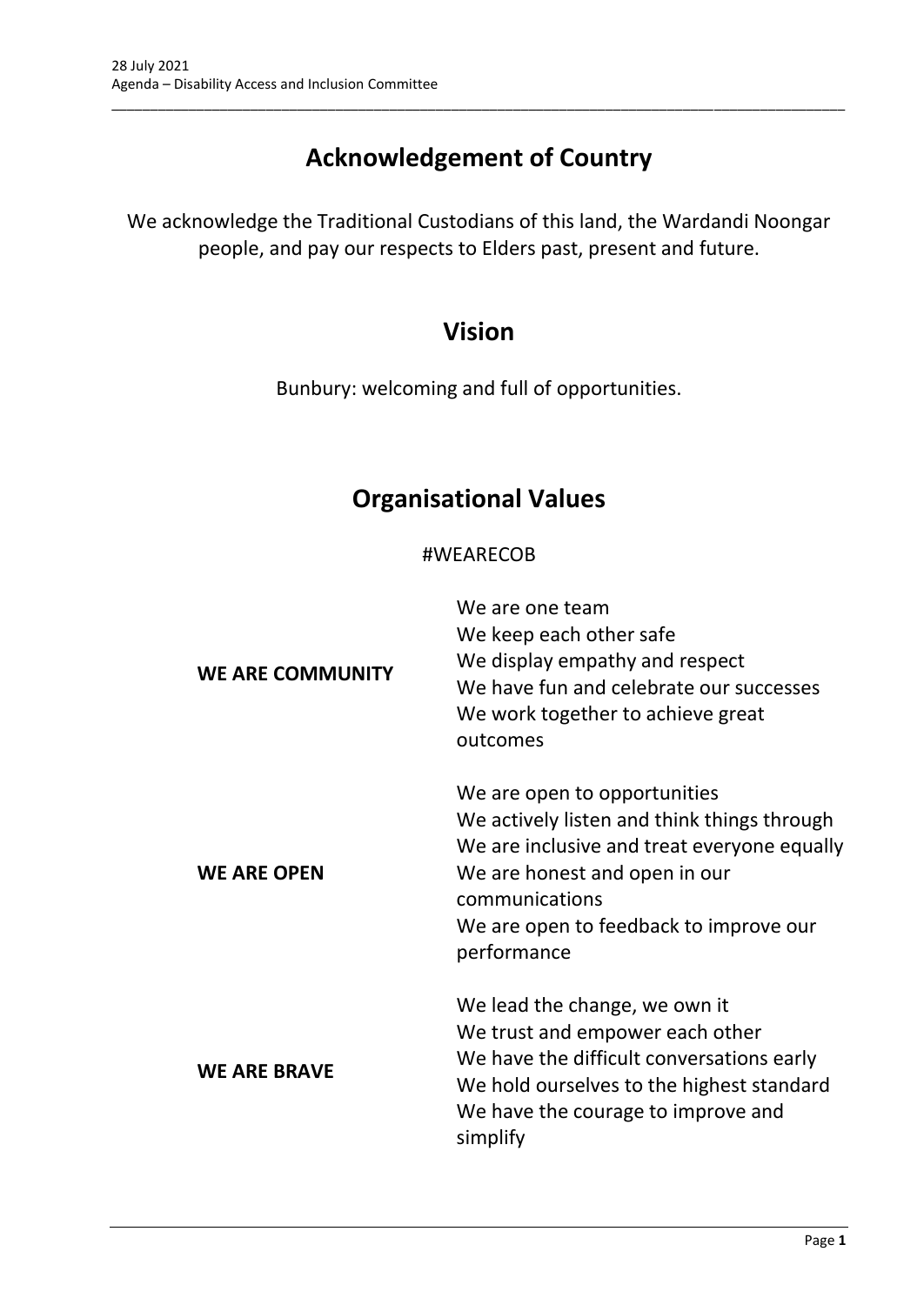# Acknowledgement of Country

We acknowledge the Traditional Custodians of this land, the Wardandi Noongar people, and pay our respects to Elders past, present and future.

# Vision

Bunbury: welcoming and full of opportunities.

# Organisational Values

#WEARECOB

| | |
|---|---|
| **WE ARE COMMUNITY** | We are one team<br>We keep each other safe<br>We display empathy and respect<br>We have fun and celebrate our successes<br>We work together to achieve great outcomes |
| **WE ARE OPEN** | We are open to opportunities<br>We actively listen and think things through<br>We are inclusive and treat everyone equally<br>We are honest and open in our communications<br>We are open to feedback to improve our performance |
| **WE ARE BRAVE** | We lead the change, we own it<br>We trust and empower each other<br>We have the difficult conversations early<br>We hold ourselves to the highest standard<br>We have the courage to improve and simplify |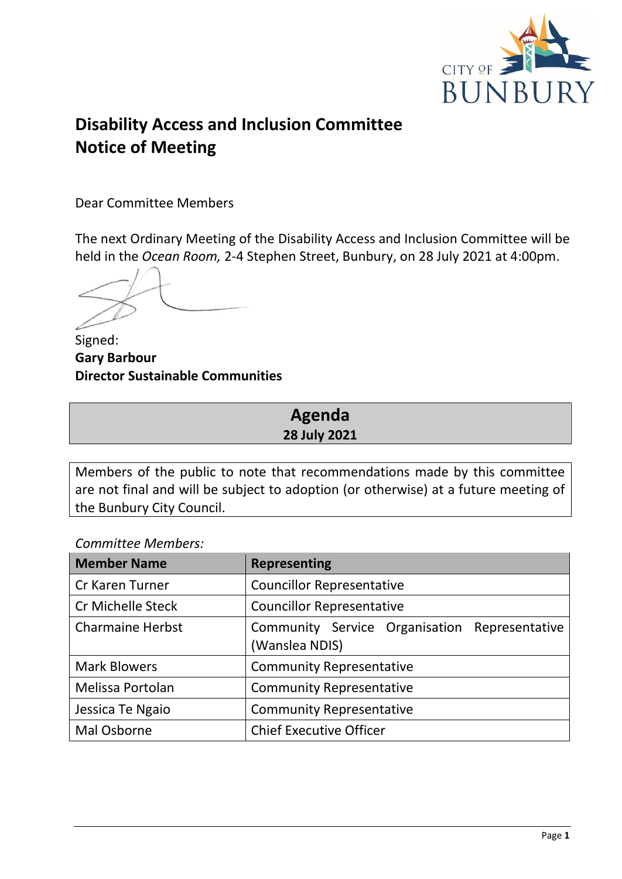# Disability Access and Inclusion Committee
# Notice of Meeting

Dear Committee Members

The next Ordinary Meeting of the Disability Access and Inclusion Committee will be held in the *Ocean Room,* 2-4 Stephen Street, Bunbury, on 28 July 2021 at 4:00pm.

Signed:
**Gary Barbour**
**Director Sustainable Communities**

## Agenda
**28 July 2021**

Members of the public to note that recommendations made by this committee are not final and will be subject to adoption (or otherwise) at a future meeting of the Bunbury City Council.

*Committee Members:*

| Member Name | Representing |
|---|---|
| Cr Karen Turner | Councillor Representative |
| Cr Michelle Steck | Councillor Representative |
| Charmaine Herbst | Community Service Organisation Representative (Wanslea NDIS) |
| Mark Blowers | Community Representative |
| Melissa Portolan | Community Representative |
| Jessica Te Ngaio | Community Representative |
| Mal Osborne | Chief Executive Officer |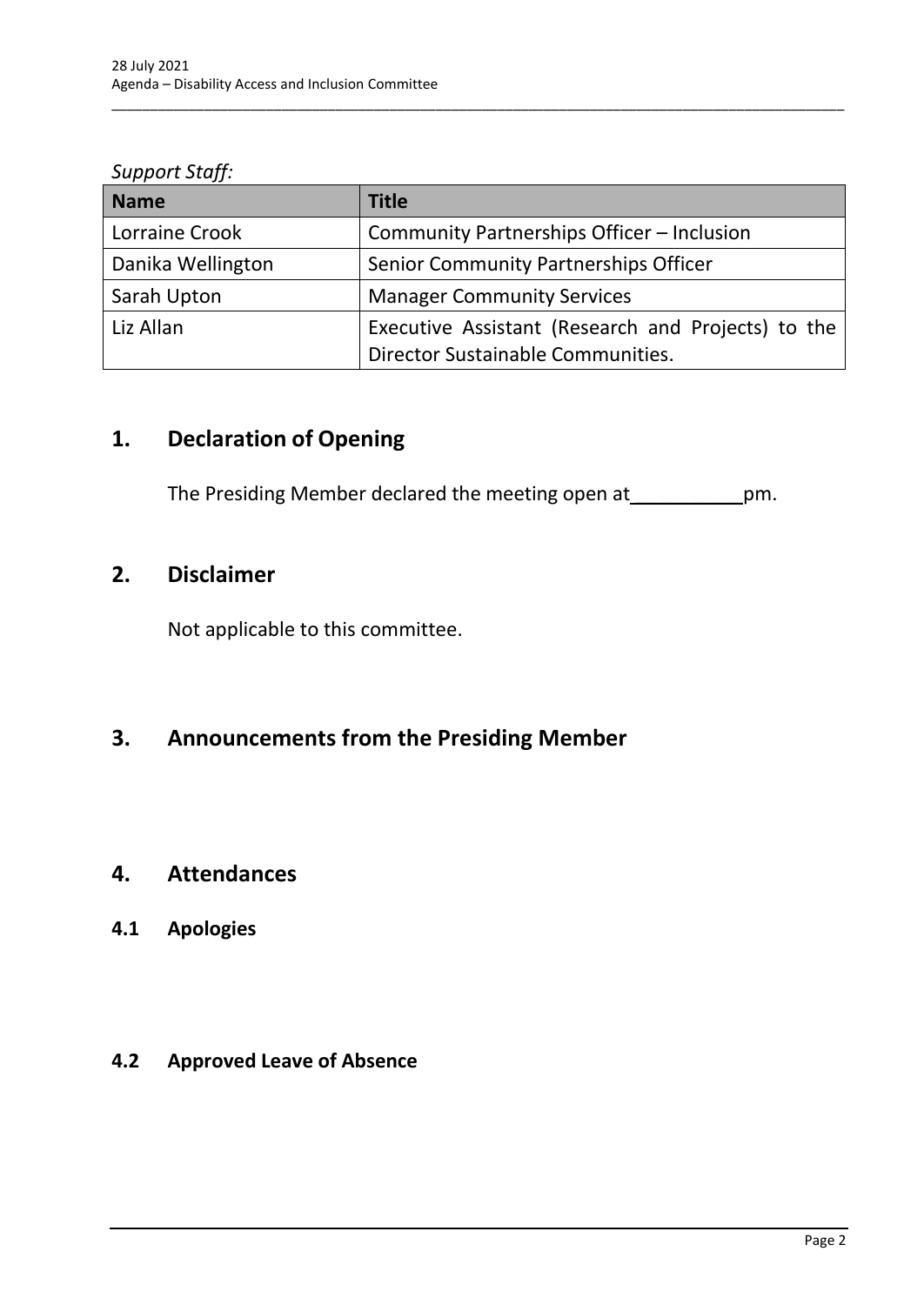*Support Staff:*

| Name | Title |
|---|---|
| Lorraine Crook | Community Partnerships Officer – Inclusion |
| Danika Wellington | Senior Community Partnerships Officer |
| Sarah Upton | Manager Community Services |
| Liz Allan | Executive Assistant (Research and Projects) to the Director Sustainable Communities. |

# 1. Declaration of Opening

The Presiding Member declared the meeting open at __________ pm.

# 2. Disclaimer

Not applicable to this committee.

# 3. Announcements from the Presiding Member

# 4. Attendances

## 4.1 Apologies

## 4.2 Approved Leave of Absence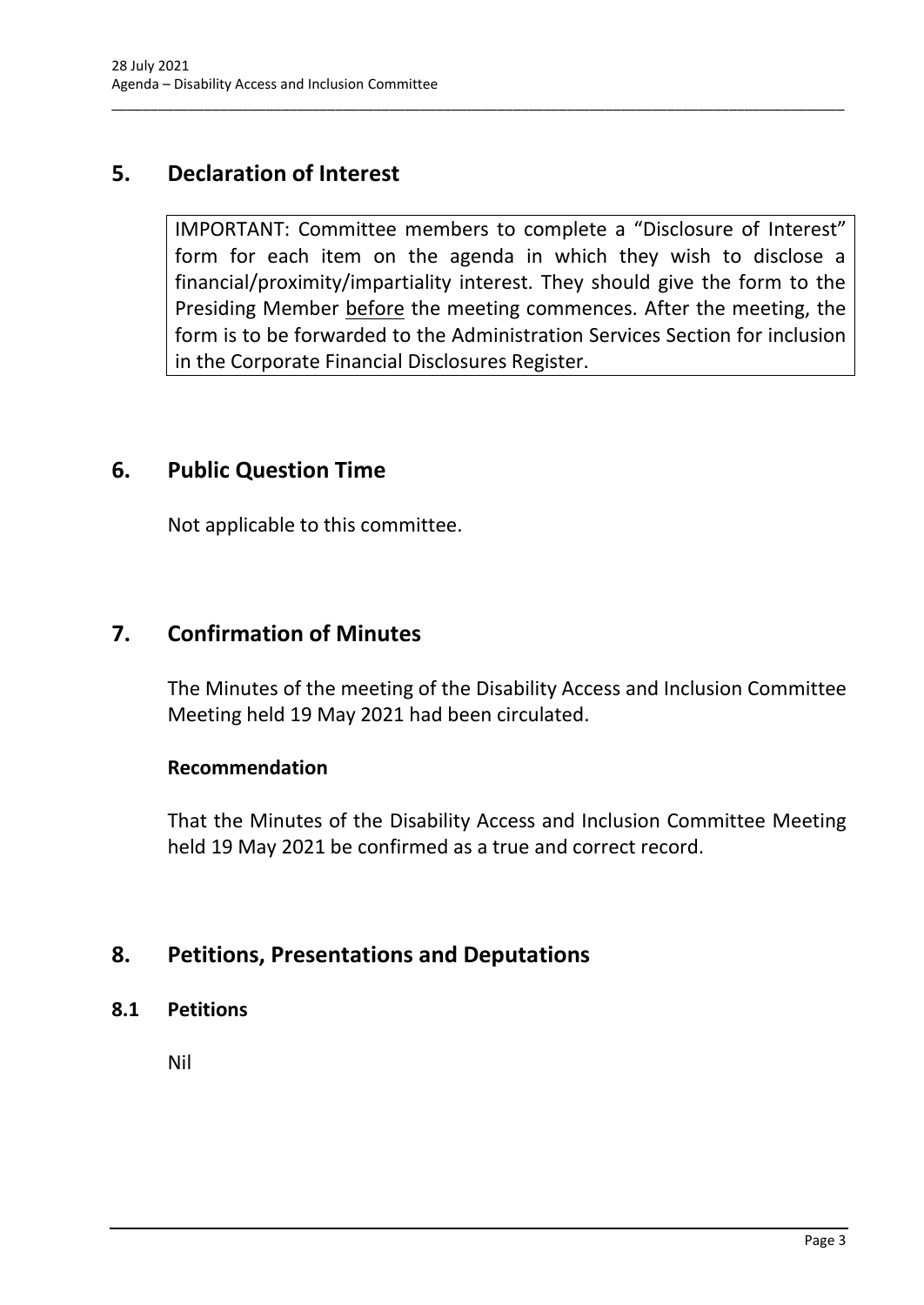## 5. Declaration of Interest

IMPORTANT: Committee members to complete a "Disclosure of Interest" form for each item on the agenda in which they wish to disclose a financial/proximity/impartiality interest. They should give the form to the Presiding Member before the meeting commences. After the meeting, the form is to be forwarded to the Administration Services Section for inclusion in the Corporate Financial Disclosures Register.

## 6. Public Question Time

Not applicable to this committee.

## 7. Confirmation of Minutes

The Minutes of the meeting of the Disability Access and Inclusion Committee Meeting held 19 May 2021 had been circulated.

**Recommendation**

That the Minutes of the Disability Access and Inclusion Committee Meeting held 19 May 2021 be confirmed as a true and correct record.

## 8. Petitions, Presentations and Deputations

### 8.1 Petitions

Nil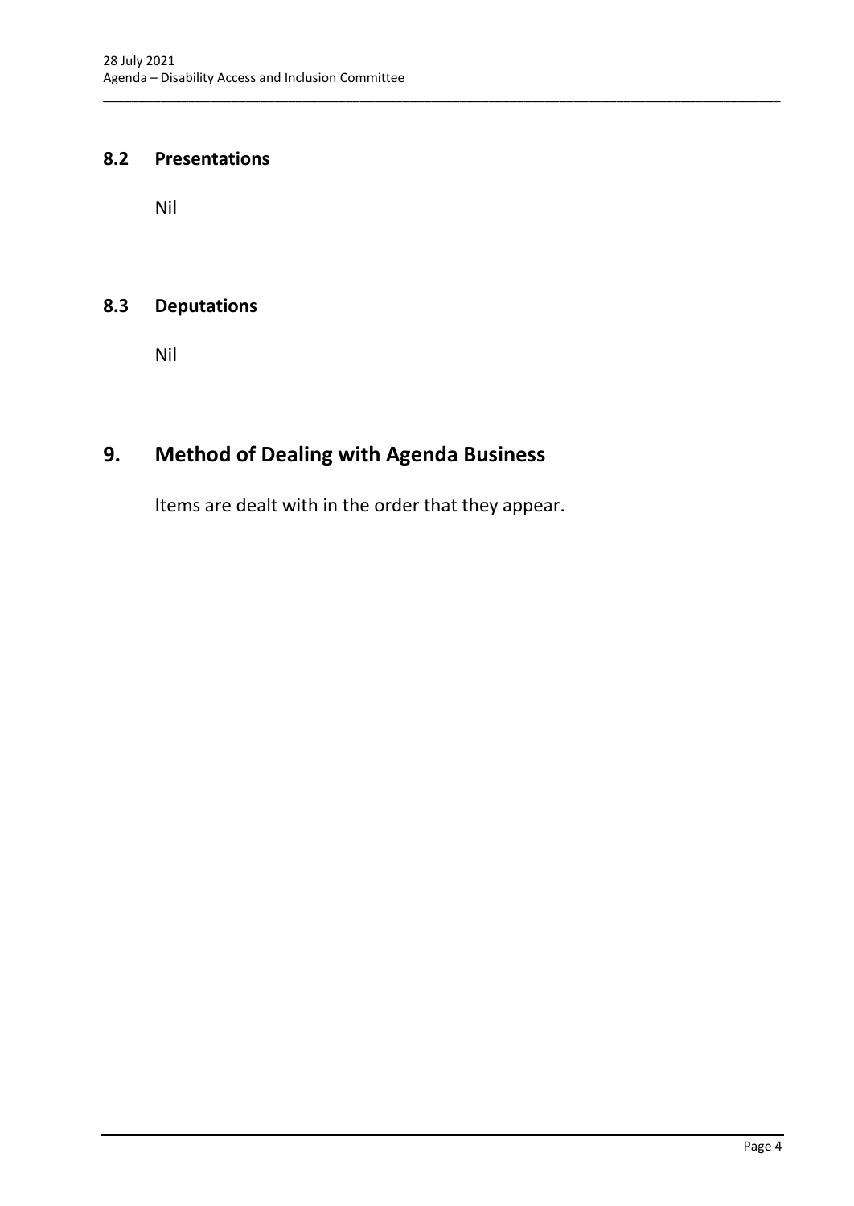### 8.2 Presentations

Nil

### 8.3 Deputations

Nil

## 9. Method of Dealing with Agenda Business

Items are dealt with in the order that they appear.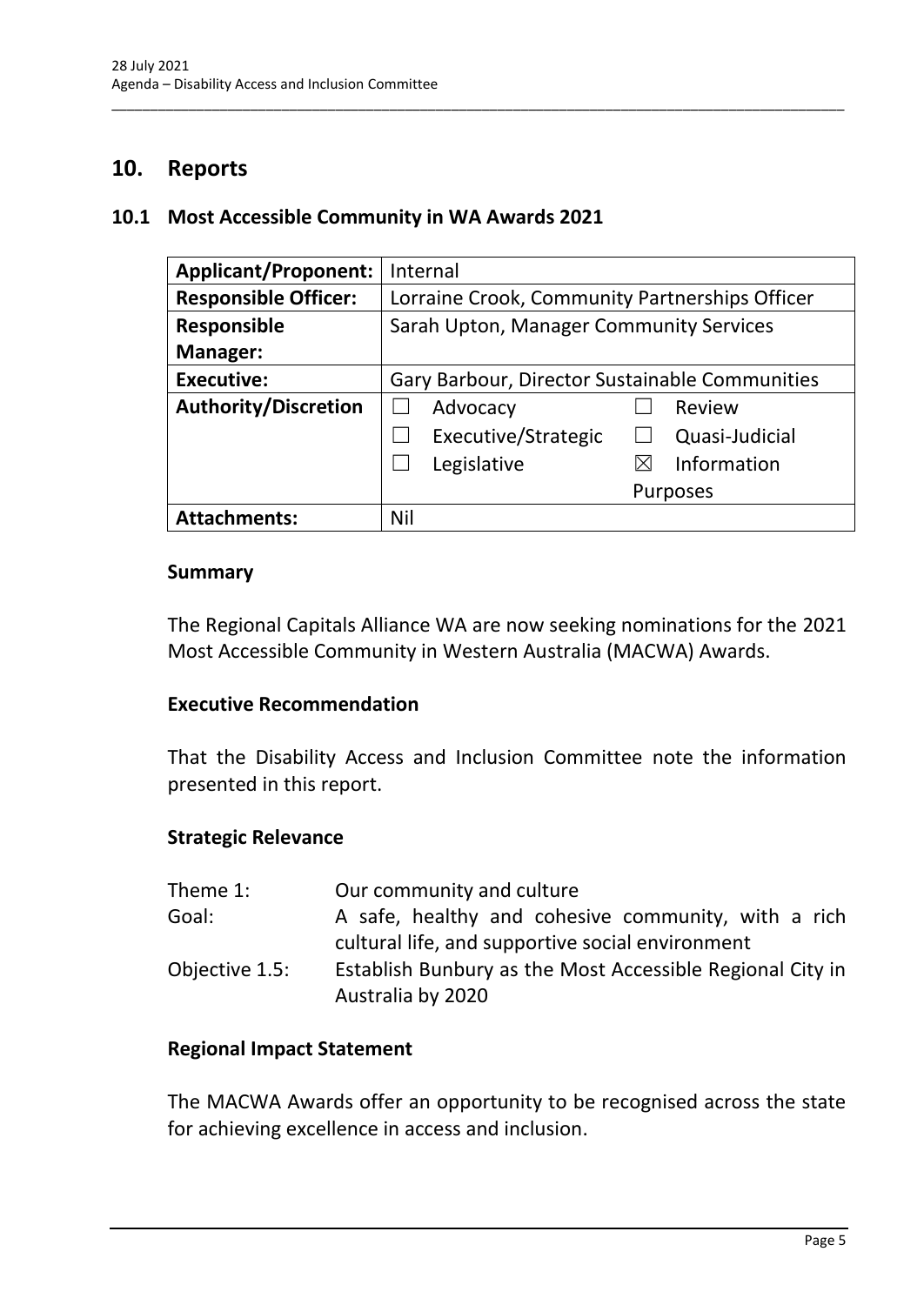## 10. Reports

### 10.1 Most Accessible Community in WA Awards 2021

| **Applicant/Proponent:** | Internal |
|---|---|
| **Responsible Officer:** | Lorraine Crook, Community Partnerships Officer |
| **Responsible Manager:** | Sarah Upton, Manager Community Services |
| **Executive:** | Gary Barbour, Director Sustainable Communities |
| **Authority/Discretion** | ☐ Advocacy ☐ Review<br>☐ Executive/Strategic ☐ Quasi-Judicial<br>☐ Legislative ☒ Information Purposes |
| **Attachments:** | Nil |

#### Summary

The Regional Capitals Alliance WA are now seeking nominations for the 2021 Most Accessible Community in Western Australia (MACWA) Awards.

#### Executive Recommendation

That the Disability Access and Inclusion Committee note the information presented in this report.

#### Strategic Relevance

| | |
|---|---|
| Theme 1: | Our community and culture |
| Goal: | A safe, healthy and cohesive community, with a rich cultural life, and supportive social environment |
| Objective 1.5: | Establish Bunbury as the Most Accessible Regional City in Australia by 2020 |

#### Regional Impact Statement

The MACWA Awards offer an opportunity to be recognised across the state for achieving excellence in access and inclusion.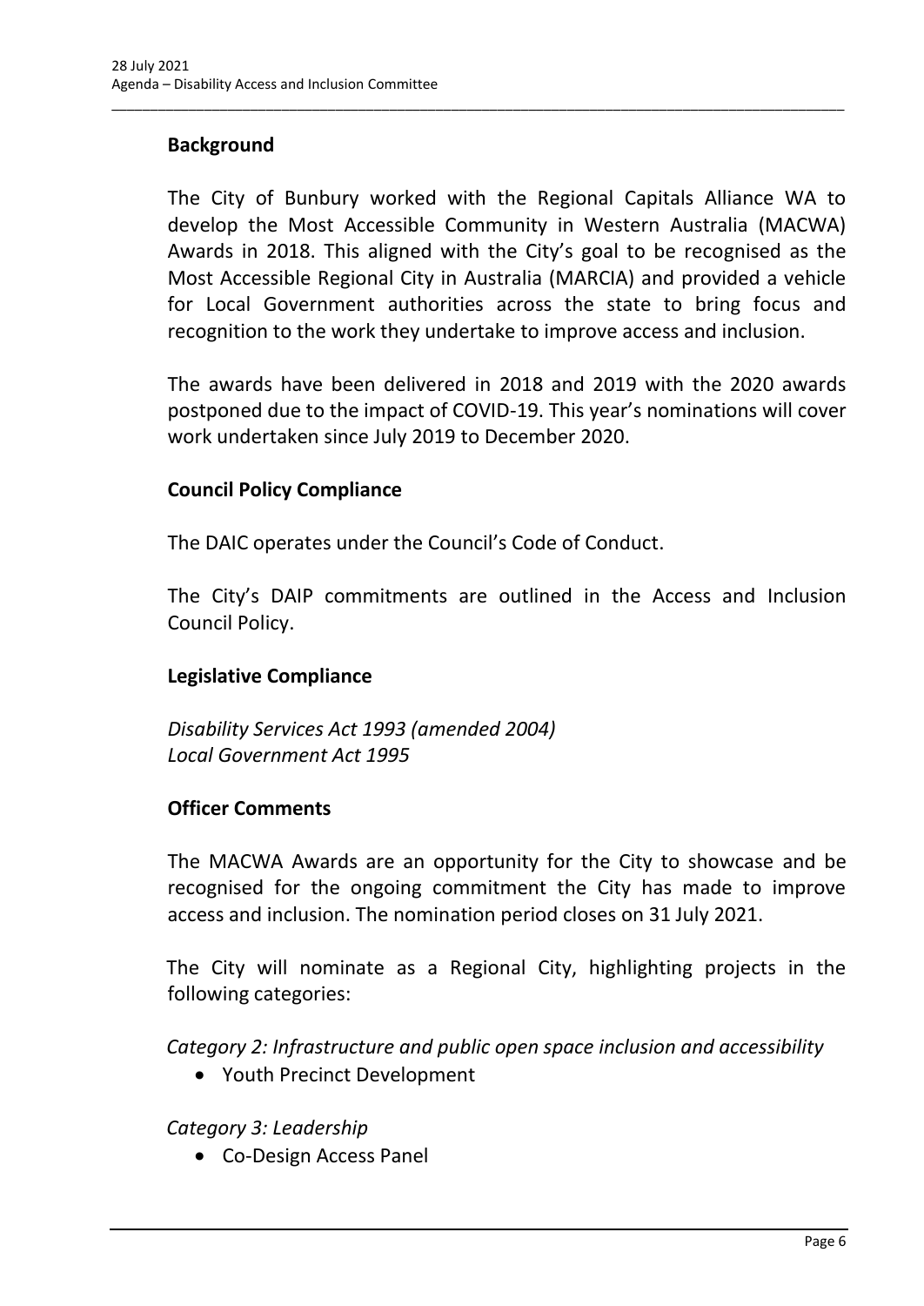**Background**

The City of Bunbury worked with the Regional Capitals Alliance WA to develop the Most Accessible Community in Western Australia (MACWA) Awards in 2018. This aligned with the City's goal to be recognised as the Most Accessible Regional City in Australia (MARCIA) and provided a vehicle for Local Government authorities across the state to bring focus and recognition to the work they undertake to improve access and inclusion.

The awards have been delivered in 2018 and 2019 with the 2020 awards postponed due to the impact of COVID-19. This year's nominations will cover work undertaken since July 2019 to December 2020.

**Council Policy Compliance**

The DAIC operates under the Council's Code of Conduct.

The City's DAIP commitments are outlined in the Access and Inclusion Council Policy.

**Legislative Compliance**

*Disability Services Act 1993 (amended 2004)*
*Local Government Act 1995*

**Officer Comments**

The MACWA Awards are an opportunity for the City to showcase and be recognised for the ongoing commitment the City has made to improve access and inclusion. The nomination period closes on 31 July 2021.

The City will nominate as a Regional City, highlighting projects in the following categories:

*Category 2: Infrastructure and public open space inclusion and accessibility*

- Youth Precinct Development

*Category 3: Leadership*

- Co-Design Access Panel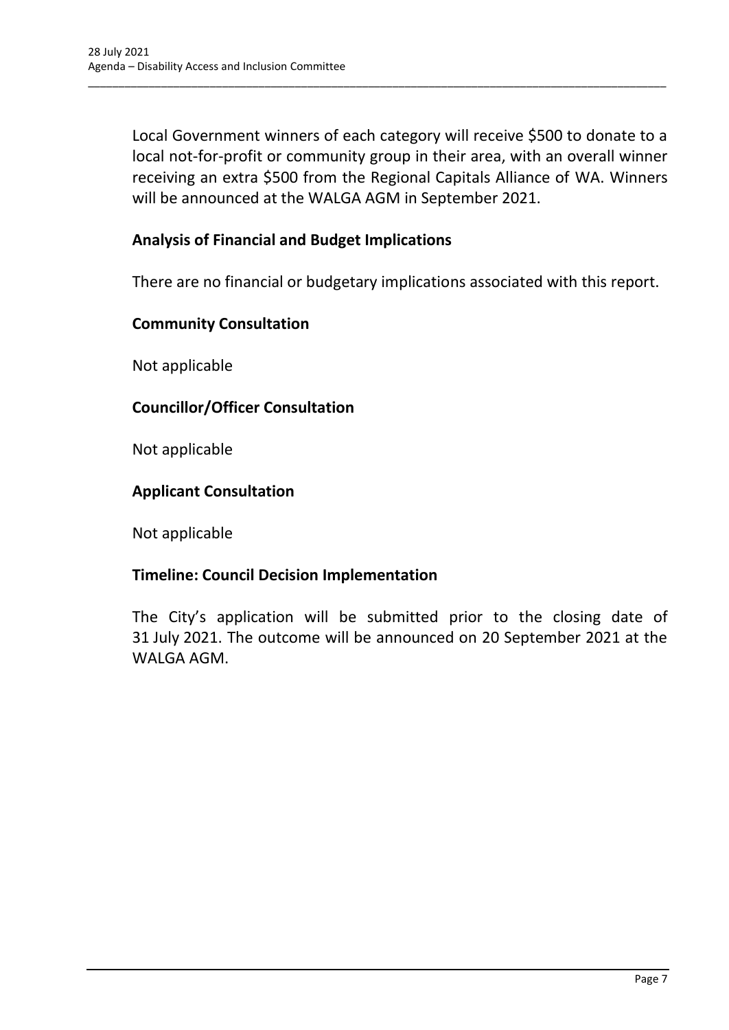Local Government winners of each category will receive $500 to donate to a local not-for-profit or community group in their area, with an overall winner receiving an extra $500 from the Regional Capitals Alliance of WA. Winners will be announced at the WALGA AGM in September 2021.

**Analysis of Financial and Budget Implications**

There are no financial or budgetary implications associated with this report.

**Community Consultation**

Not applicable

**Councillor/Officer Consultation**

Not applicable

**Applicant Consultation**

Not applicable

**Timeline: Council Decision Implementation**

The City's application will be submitted prior to the closing date of 31 July 2021. The outcome will be announced on 20 September 2021 at the WALGA AGM.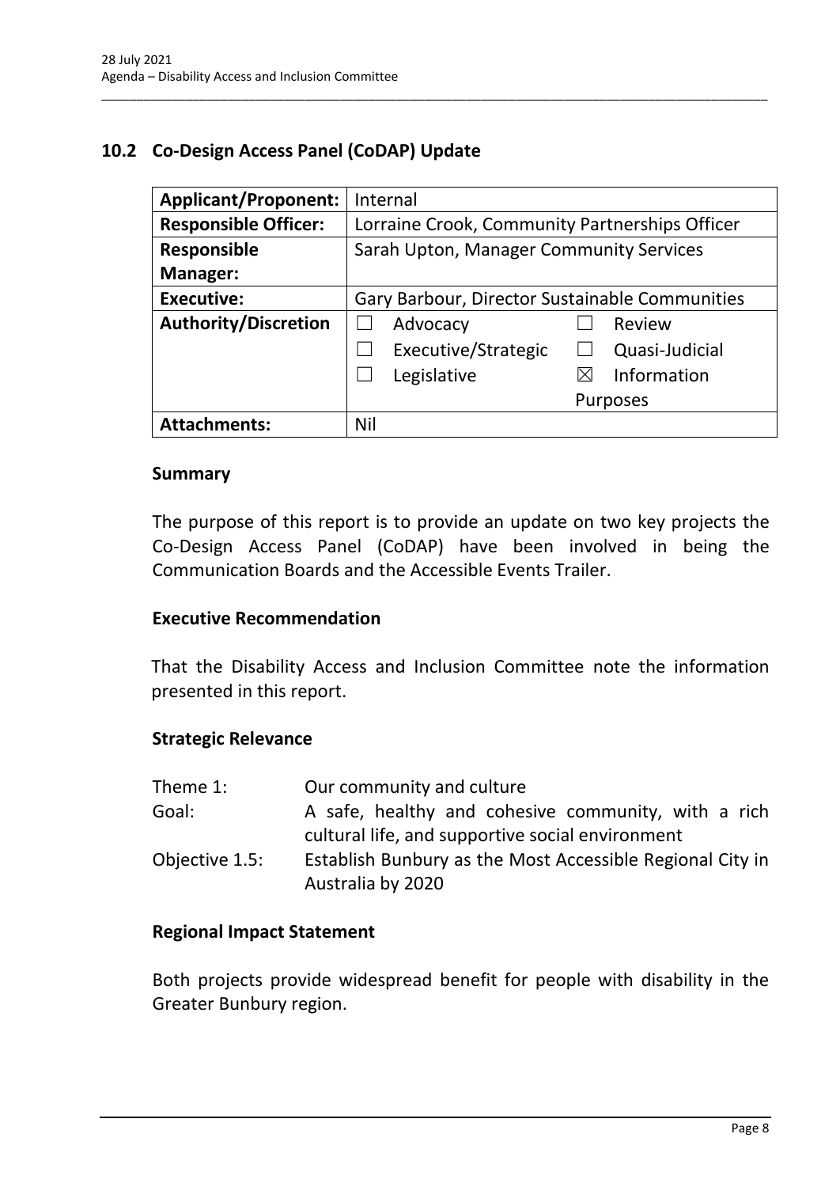## 10.2 Co-Design Access Panel (CoDAP) Update

| **Applicant/Proponent:** | Internal | |
|---|---|---|
| **Responsible Officer:** | Lorraine Crook, Community Partnerships Officer | |
| **Responsible Manager:** | Sarah Upton, Manager Community Services | |
| **Executive:** | Gary Barbour, Director Sustainable Communities | |
| **Authority/Discretion** | ☐ Advocacy | ☐ Review |
| | ☐ Executive/Strategic | ☐ Quasi-Judicial |
| | ☐ Legislative | ☒ Information Purposes |
| **Attachments:** | Nil | |

### Summary

The purpose of this report is to provide an update on two key projects the Co-Design Access Panel (CoDAP) have been involved in being the Communication Boards and the Accessible Events Trailer.

### Executive Recommendation

That the Disability Access and Inclusion Committee note the information presented in this report.

### Strategic Relevance

| | |
|---|---|
| Theme 1: | Our community and culture |
| Goal: | A safe, healthy and cohesive community, with a rich cultural life, and supportive social environment |
| Objective 1.5: | Establish Bunbury as the Most Accessible Regional City in Australia by 2020 |

### Regional Impact Statement

Both projects provide widespread benefit for people with disability in the Greater Bunbury region.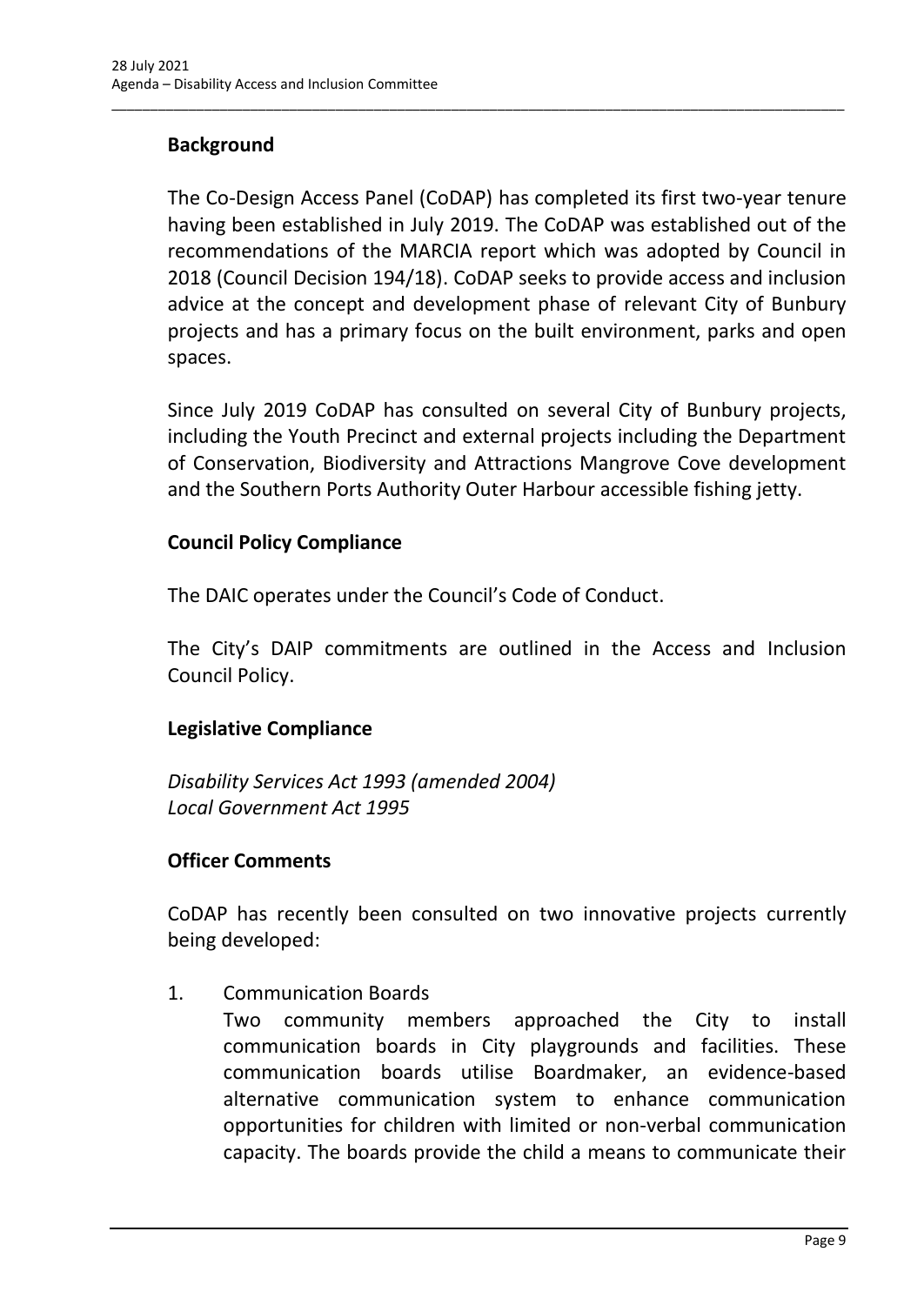## Background

The Co-Design Access Panel (CoDAP) has completed its first two-year tenure having been established in July 2019. The CoDAP was established out of the recommendations of the MARCIA report which was adopted by Council in 2018 (Council Decision 194/18). CoDAP seeks to provide access and inclusion advice at the concept and development phase of relevant City of Bunbury projects and has a primary focus on the built environment, parks and open spaces.

Since July 2019 CoDAP has consulted on several City of Bunbury projects, including the Youth Precinct and external projects including the Department of Conservation, Biodiversity and Attractions Mangrove Cove development and the Southern Ports Authority Outer Harbour accessible fishing jetty.

## Council Policy Compliance

The DAIC operates under the Council's Code of Conduct.

The City's DAIP commitments are outlined in the Access and Inclusion Council Policy.

## Legislative Compliance

*Disability Services Act 1993 (amended 2004)*
*Local Government Act 1995*

## Officer Comments

CoDAP has recently been consulted on two innovative projects currently being developed:

1. Communication Boards
   Two community members approached the City to install communication boards in City playgrounds and facilities. These communication boards utilise Boardmaker, an evidence-based alternative communication system to enhance communication opportunities for children with limited or non-verbal communication capacity. The boards provide the child a means to communicate their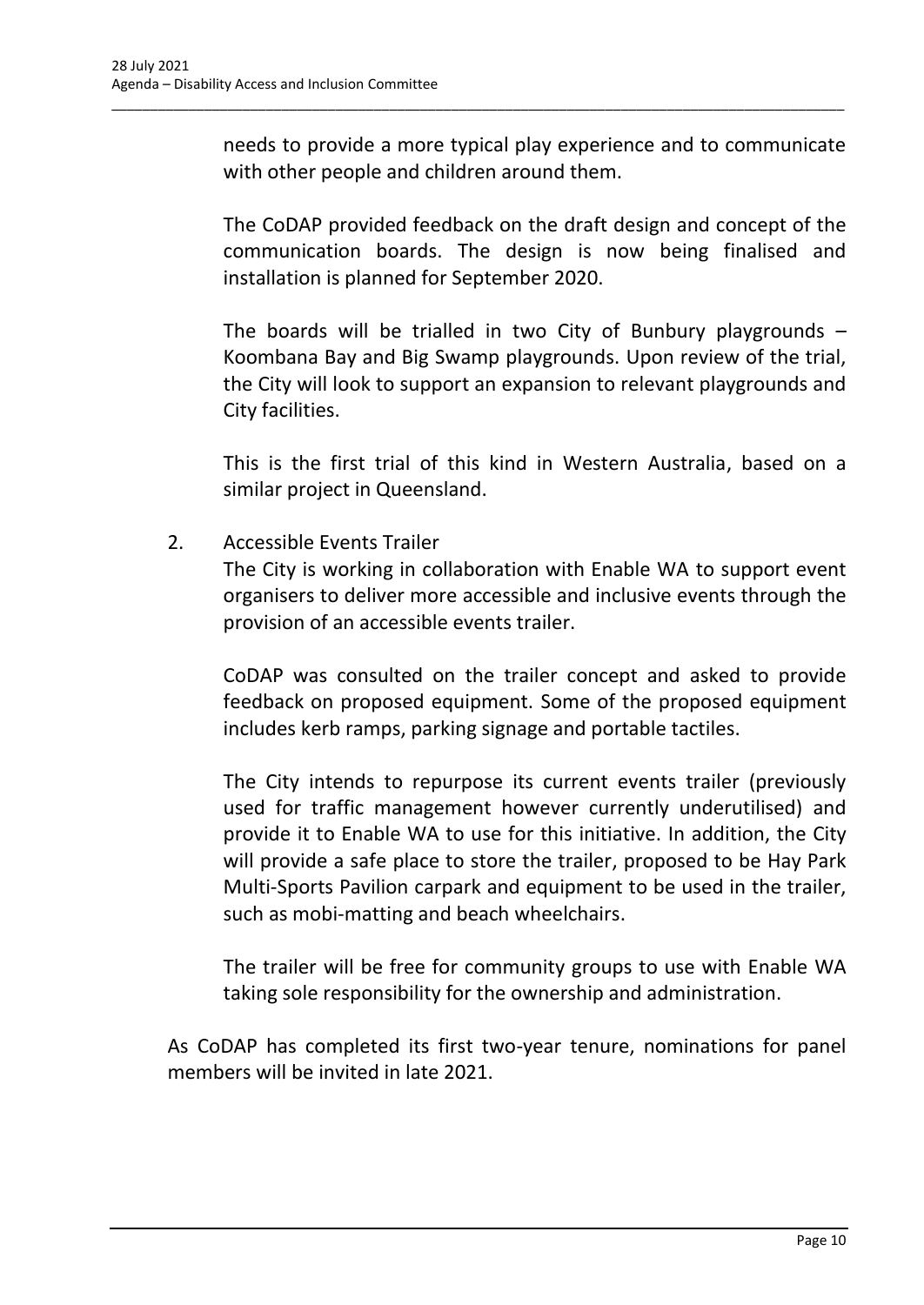needs to provide a more typical play experience and to communicate with other people and children around them.

The CoDAP provided feedback on the draft design and concept of the communication boards. The design is now being finalised and installation is planned for September 2020.

The boards will be trialled in two City of Bunbury playgrounds – Koombana Bay and Big Swamp playgrounds. Upon review of the trial, the City will look to support an expansion to relevant playgrounds and City facilities.

This is the first trial of this kind in Western Australia, based on a similar project in Queensland.

2. Accessible Events Trailer

   The City is working in collaboration with Enable WA to support event organisers to deliver more accessible and inclusive events through the provision of an accessible events trailer.

   CoDAP was consulted on the trailer concept and asked to provide feedback on proposed equipment. Some of the proposed equipment includes kerb ramps, parking signage and portable tactiles.

   The City intends to repurpose its current events trailer (previously used for traffic management however currently underutilised) and provide it to Enable WA to use for this initiative. In addition, the City will provide a safe place to store the trailer, proposed to be Hay Park Multi-Sports Pavilion carpark and equipment to be used in the trailer, such as mobi-matting and beach wheelchairs.

   The trailer will be free for community groups to use with Enable WA taking sole responsibility for the ownership and administration.

As CoDAP has completed its first two-year tenure, nominations for panel members will be invited in late 2021.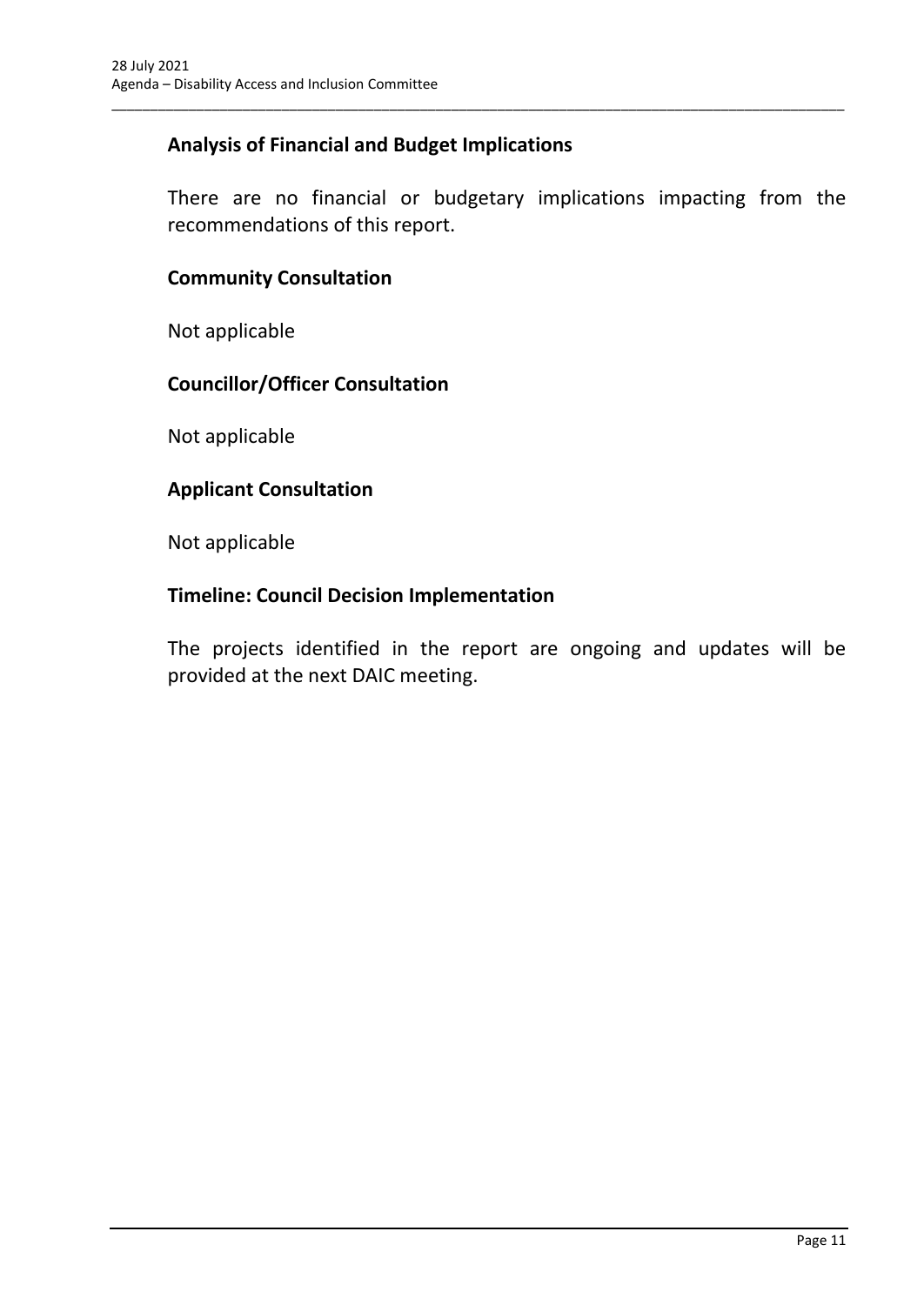**Analysis of Financial and Budget Implications**

There are no financial or budgetary implications impacting from the recommendations of this report.

**Community Consultation**

Not applicable

**Councillor/Officer Consultation**

Not applicable

**Applicant Consultation**

Not applicable

**Timeline: Council Decision Implementation**

The projects identified in the report are ongoing and updates will be provided at the next DAIC meeting.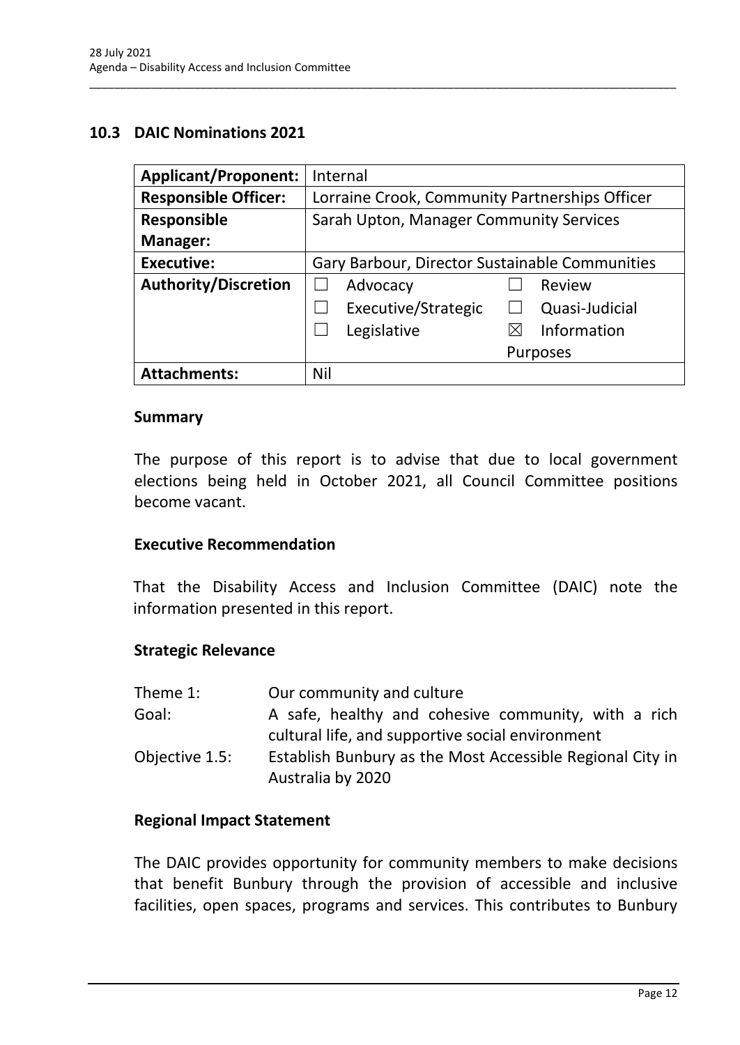## 10.3 DAIC Nominations 2021

| **Applicant/Proponent:** | Internal | |
|---|---|---|
| **Responsible Officer:** | Lorraine Crook, Community Partnerships Officer | |
| **Responsible Manager:** | Sarah Upton, Manager Community Services | |
| **Executive:** | Gary Barbour, Director Sustainable Communities | |
| **Authority/Discretion** | ☐ Advocacy | ☐ Review |
| | ☐ Executive/Strategic | ☐ Quasi-Judicial |
| | ☐ Legislative | ☒ Information Purposes |
| **Attachments:** | Nil | |

### Summary

The purpose of this report is to advise that due to local government elections being held in October 2021, all Council Committee positions become vacant.

### Executive Recommendation

That the Disability Access and Inclusion Committee (DAIC) note the information presented in this report.

### Strategic Relevance

| | |
|---|---|
| Theme 1: | Our community and culture |
| Goal: | A safe, healthy and cohesive community, with a rich cultural life, and supportive social environment |
| Objective 1.5: | Establish Bunbury as the Most Accessible Regional City in Australia by 2020 |

### Regional Impact Statement

The DAIC provides opportunity for community members to make decisions that benefit Bunbury through the provision of accessible and inclusive facilities, open spaces, programs and services. This contributes to Bunbury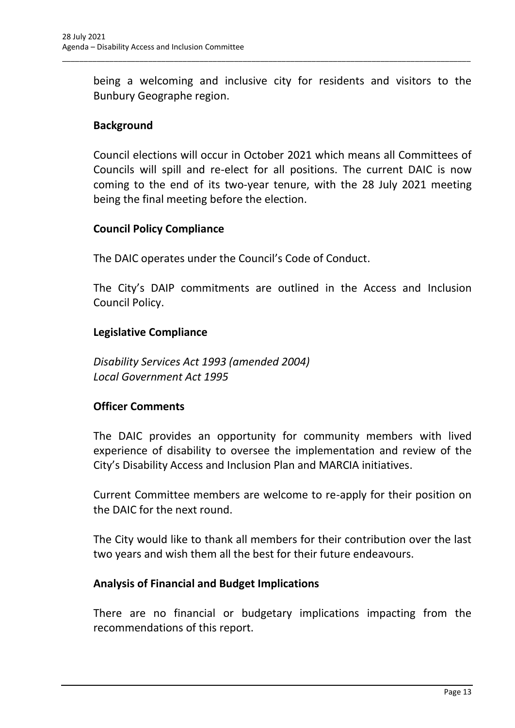being a welcoming and inclusive city for residents and visitors to the Bunbury Geographe region.

**Background**

Council elections will occur in October 2021 which means all Committees of Councils will spill and re-elect for all positions. The current DAIC is now coming to the end of its two-year tenure, with the 28 July 2021 meeting being the final meeting before the election.

**Council Policy Compliance**

The DAIC operates under the Council's Code of Conduct.

The City's DAIP commitments are outlined in the Access and Inclusion Council Policy.

**Legislative Compliance**

*Disability Services Act 1993 (amended 2004)*
*Local Government Act 1995*

**Officer Comments**

The DAIC provides an opportunity for community members with lived experience of disability to oversee the implementation and review of the City's Disability Access and Inclusion Plan and MARCIA initiatives.

Current Committee members are welcome to re-apply for their position on the DAIC for the next round.

The City would like to thank all members for their contribution over the last two years and wish them all the best for their future endeavours.

**Analysis of Financial and Budget Implications**

There are no financial or budgetary implications impacting from the recommendations of this report.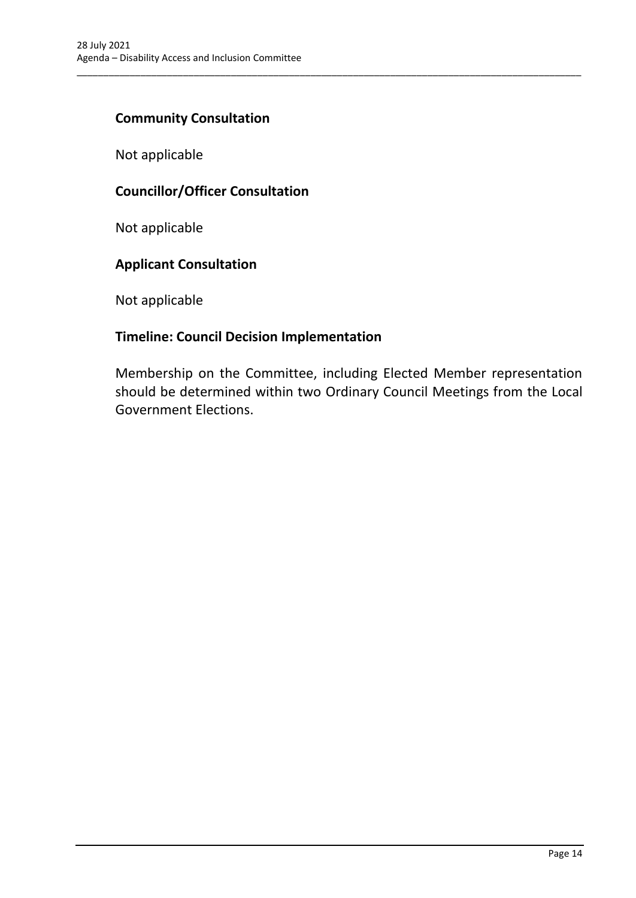### Community Consultation

Not applicable

### Councillor/Officer Consultation

Not applicable

### Applicant Consultation

Not applicable

### Timeline: Council Decision Implementation

Membership on the Committee, including Elected Member representation should be determined within two Ordinary Council Meetings from the Local Government Elections.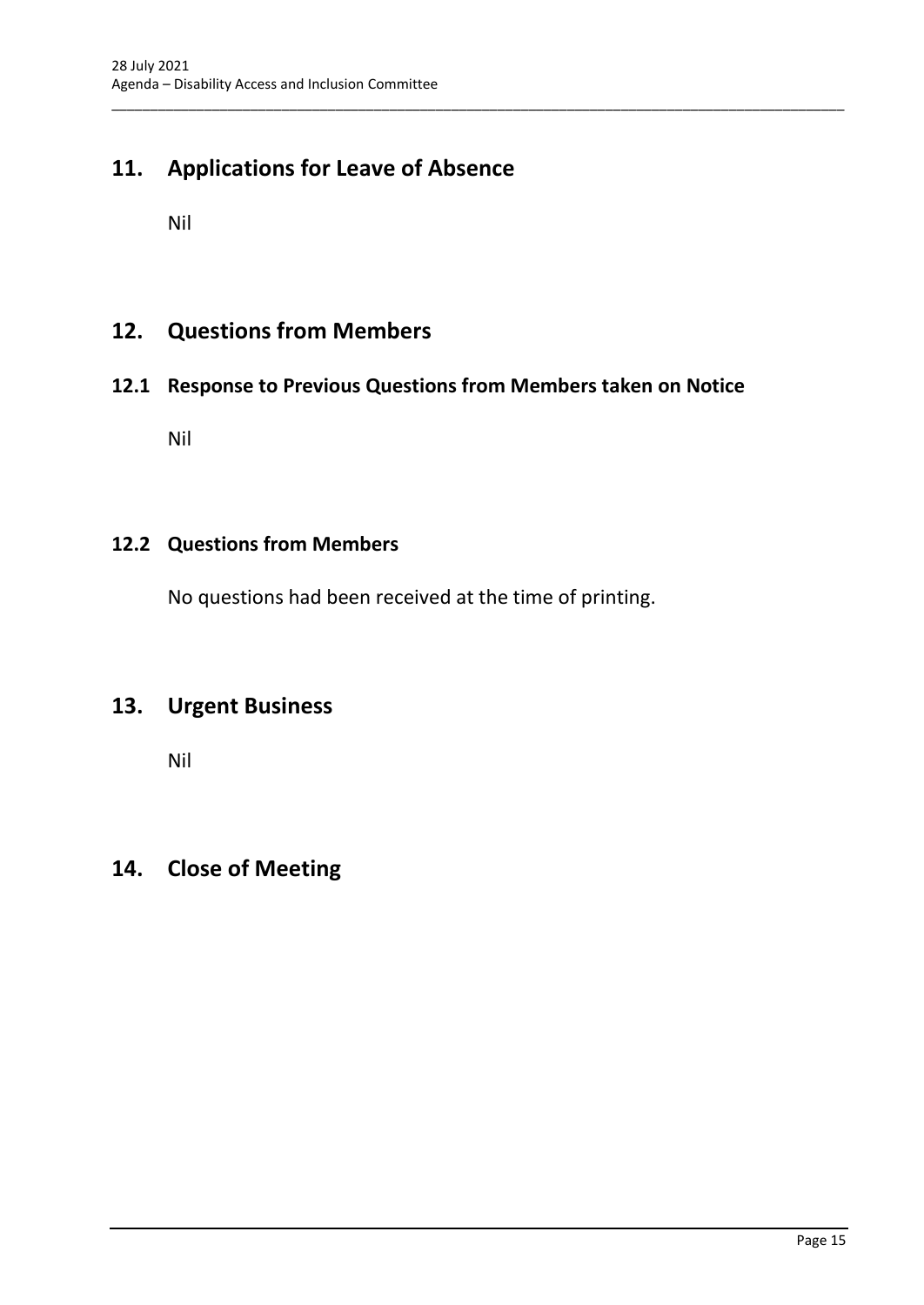# 11. Applications for Leave of Absence

Nil

# 12. Questions from Members

## 12.1 Response to Previous Questions from Members taken on Notice

Nil

## 12.2 Questions from Members

No questions had been received at the time of printing.

# 13. Urgent Business

Nil

# 14. Close of Meeting